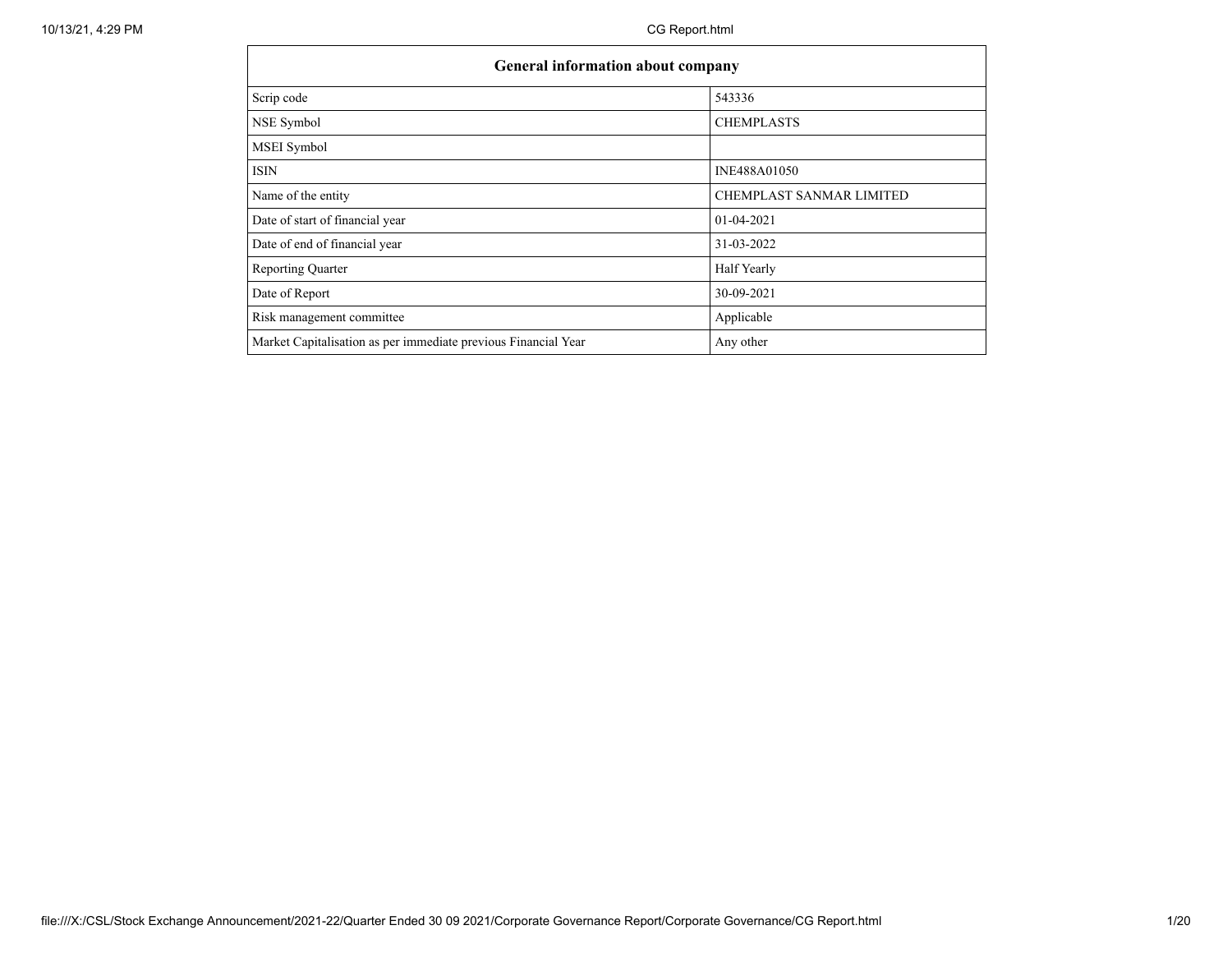| General information about company | |
|---|---|
| Scrip code | 543336 |
| NSE Symbol | CHEMPLASTS |
| MSEI Symbol | |
| ISIN | INE488A01050 |
| Name of the entity | CHEMPLAST SANMAR LIMITED |
| Date of start of financial year | 01-04-2021 |
| Date of end of financial year | 31-03-2022 |
| Reporting Quarter | Half Yearly |
| Date of Report | 30-09-2021 |
| Risk management committee | Applicable |
| Market Capitalisation as per immediate previous Financial Year | Any other |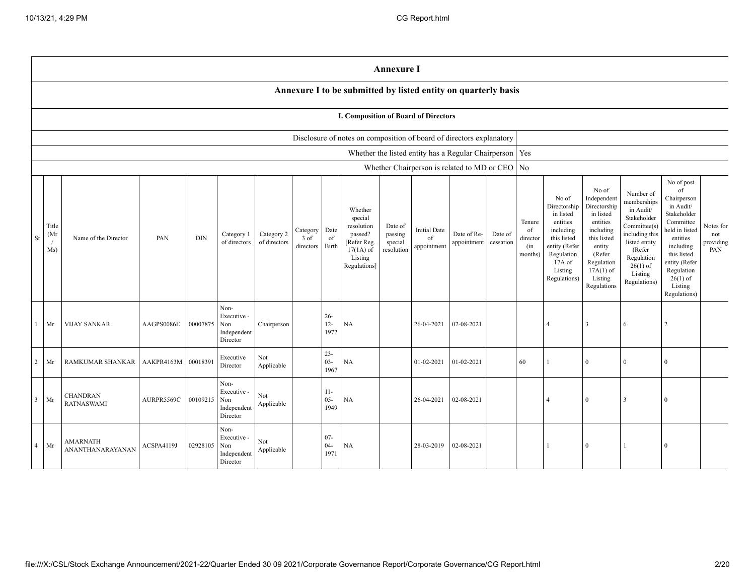## Annexure I

### Annexure I to be submitted by listed entity on quarterly basis

#### I. Composition of Board of Directors

| | |
|---|---|
| Disclosure of notes on composition of board of directors explanatory | |
| Whether the listed entity has a Regular Chairperson | Yes |
| Whether Chairperson is related to MD or CEO | No |

| Sr | Title (Mr / Ms) | Name of the Director | PAN | DIN | Category 1 of directors | Category 2 of directors | Category 3 of directors | Date of Birth | Whether special resolution passed? [Refer Reg. 17(1A) of Listing Regulations] | Date of passing special resolution | Initial Date of appointment | Date of Re-appointment | Date of cessation | Tenure of director (in months) | No of Directorship in listed entities including this listed entity (Refer Regulation 17A of Listing Regulations) | No of Independent Directorship in listed entities including this listed entity (Refer Regulation 17A(1) of Listing Regulations | Number of memberships in Audit/ Stakeholder Committee(s) including this listed entity (Refer Regulation 26(1) of Listing Regulations) | No of post of Chairperson in Audit/ Stakeholder Committee held in listed entities including this listed entity (Refer Regulation 26(1) of Listing Regulations) | Notes for not providing PAN |
|---|---|---|---|---|---|---|---|---|---|---|---|---|---|---|---|---|---|---|---|
| 1 | Mr | VIJAY SANKAR | AAGPS0086E | 00007875 | Non-Executive - Non Independent Director | Chairperson | | 26-12-1972 | NA | | 26-04-2021 | 02-08-2021 | | | 4 | 3 | 6 | 2 | |
| 2 | Mr | RAMKUMAR SHANKAR | AAKPR4163M | 00018391 | Executive Director | Not Applicable | | 23-03-1967 | NA | | 01-02-2021 | 01-02-2021 | | 60 | 1 | 0 | 0 | 0 | |
| 3 | Mr | CHANDRAN RATNASWAMI | AURPR5569C | 00109215 | Non-Executive - Non Independent Director | Not Applicable | | 11-05-1949 | NA | | 26-04-2021 | 02-08-2021 | | | 4 | 0 | 3 | 0 | |
| 4 | Mr | AMARNATH ANANTHANARAYANAN | ACSPA4119J | 02928105 | Non-Executive - Non Independent Director | Not Applicable | | 07-04-1971 | NA | | 28-03-2019 | 02-08-2021 | | | 1 | 0 | 1 | 0 | |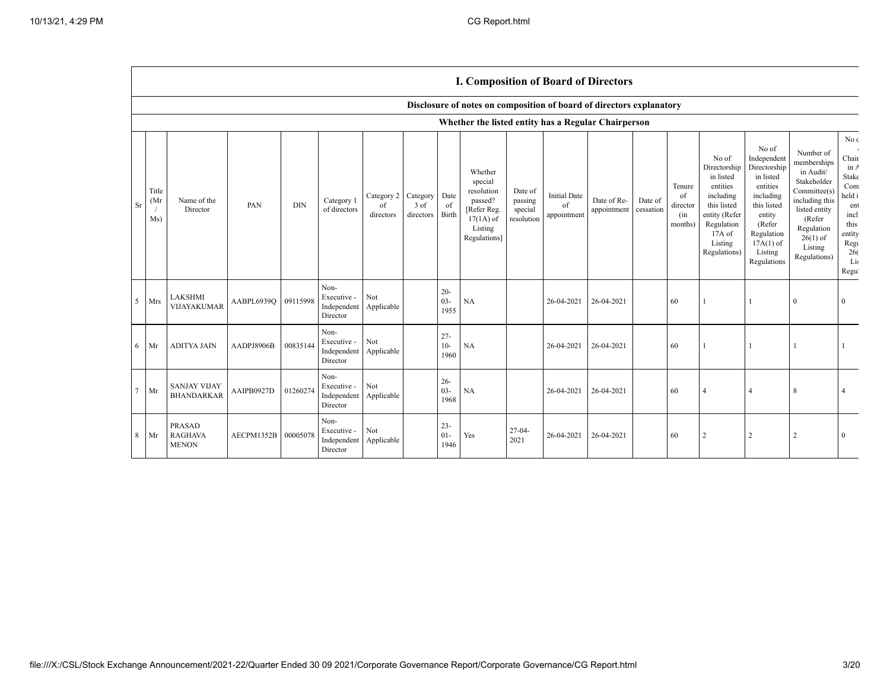## I. Composition of Board of Directors

### Disclosure of notes on composition of board of directors explanatory

### Whether the listed entity has a Regular Chairperson

| Sr | Title (Mr / Ms) | Name of the Director | PAN | DIN | Category 1 of directors | Category 2 of directors | Category 3 of directors | Date of Birth | Whether special resolution passed? [Refer Reg. 17(1A) of Listing Regulations] | Date of passing special resolution | Initial Date of appointment | Date of Re-appointment | Date of cessation | Tenure of director (in months) | No of Directorship in listed entities including this listed entity (Refer Regulation 17A of Listing Regulations) | No of Independent Directorship in listed entities including this listed entity (Refer Regulation 17A(1) of Listing Regulations | Number of memberships in Audit/ Stakeholder Committee(s) including this listed entity (Refer Regulation 26(1) of Listing Regulations) | No o Chair in A Stake Com held i ent incl this entity Regu 26( Lis Regul |
|---|---|---|---|---|---|---|---|---|---|---|---|---|---|---|---|---|---|---|
| 5 | Mrs | LAKSHMI VIJAYAKUMAR | AABPL6939Q | 09115998 | Non-Executive - Independent Director | Not Applicable | | 20-03-1955 | NA | | 26-04-2021 | 26-04-2021 | | 60 | 1 | 1 | 0 | 0 |
| 6 | Mr | ADITYA JAIN | AADPJ8906B | 00835144 | Non-Executive - Independent Director | Not Applicable | | 27-10-1960 | NA | | 26-04-2021 | 26-04-2021 | | 60 | 1 | 1 | 1 | 1 |
| 7 | Mr | SANJAY VIJAY BHANDARKAR | AAIPB0927D | 01260274 | Non-Executive - Independent Director | Not Applicable | | 26-03-1968 | NA | | 26-04-2021 | 26-04-2021 | | 60 | 4 | 4 | 8 | 4 |
| 8 | Mr | PRASAD RAGHAVA MENON | AECPM1352B | 00005078 | Non-Executive - Independent Director | Not Applicable | | 23-01-1946 | Yes | 27-04-2021 | 26-04-2021 | 26-04-2021 | | 60 | 2 | 2 | 2 | 0 |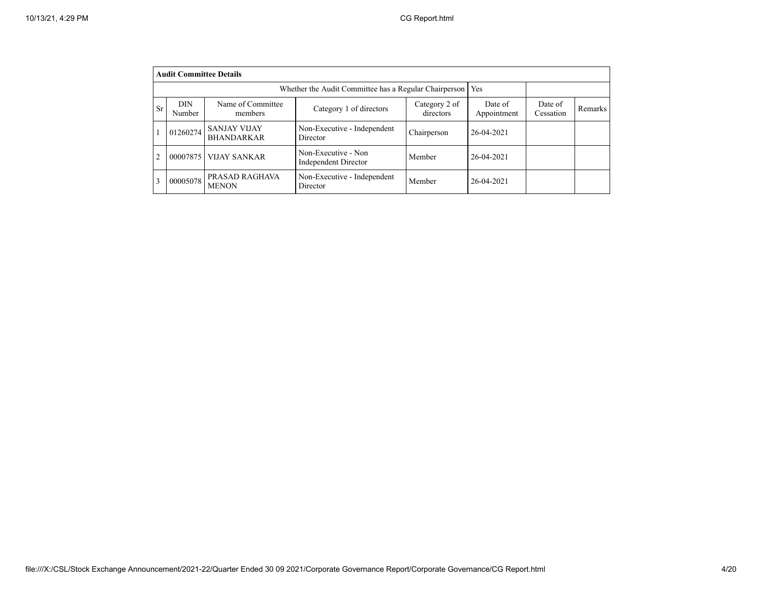| **Audit Committee Details** | | | | | | | | |
|---|---|---|---|---|---|---|---|---|
| Whether the Audit Committee has a Regular Chairperson | | | | | Yes | | | |
| Sr | DIN Number | Name of Committee members | Category 1 of directors | Category 2 of directors | Date of Appointment | Date of Cessation | Remarks |
| 1 | 01260274 | SANJAY VIJAY BHANDARKAR | Non-Executive - Independent Director | Chairperson | 26-04-2021 | | |
| 2 | 00007875 | VIJAY SANKAR | Non-Executive - Non Independent Director | Member | 26-04-2021 | | |
| 3 | 00005078 | PRASAD RAGHAVA MENON | Non-Executive - Independent Director | Member | 26-04-2021 | | |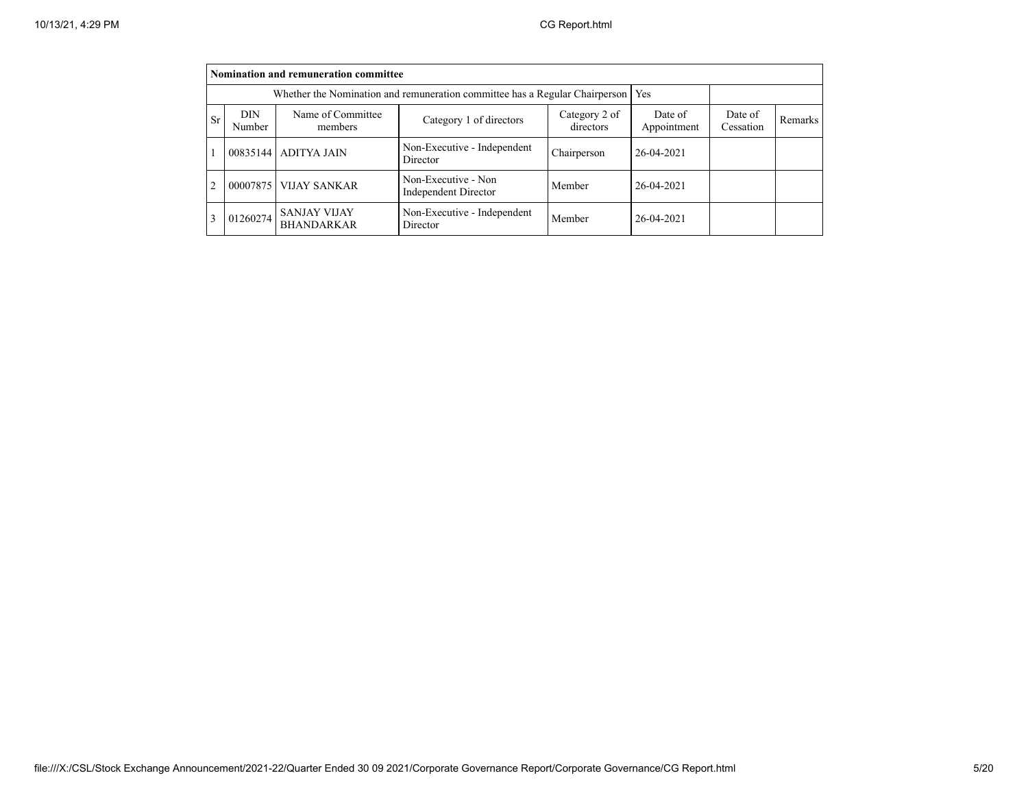| Nomination and remuneration committee | | | | | | | |
|---|---|---|---|---|---|---|---|
| Whether the Nomination and remuneration committee has a Regular Chairperson | | | | | Yes | | |
| Sr | DIN Number | Name of Committee members | Category 1 of directors | Category 2 of directors | Date of Appointment | Date of Cessation | Remarks |
| 1 | 00835144 | ADITYA JAIN | Non-Executive - Independent Director | Chairperson | 26-04-2021 | | |
| 2 | 00007875 | VIJAY SANKAR | Non-Executive - Non Independent Director | Member | 26-04-2021 | | |
| 3 | 01260274 | SANJAY VIJAY BHANDARKAR | Non-Executive - Independent Director | Member | 26-04-2021 | | |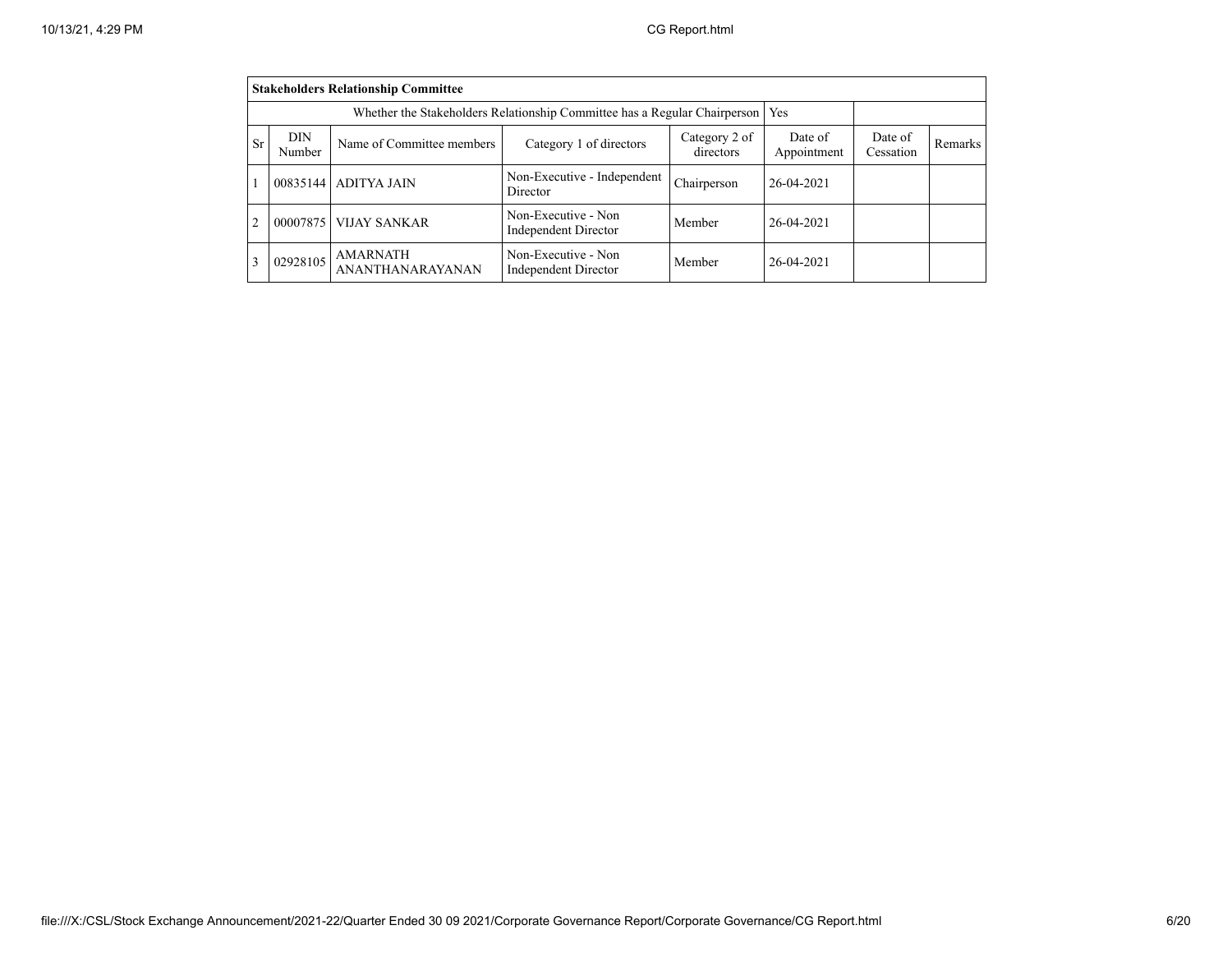| Stakeholders Relationship Committee | | | | | | | |
|---|---|---|---|---|---|---|---|
| Whether the Stakeholders Relationship Committee has a Regular Chairperson | | | | | Yes | | |
| Sr | DIN Number | Name of Committee members | Category 1 of directors | Category 2 of directors | Date of Appointment | Date of Cessation | Remarks |
| 1 | 00835144 | ADITYA JAIN | Non-Executive - Independent Director | Chairperson | 26-04-2021 | | |
| 2 | 00007875 | VIJAY SANKAR | Non-Executive - Non Independent Director | Member | 26-04-2021 | | |
| 3 | 02928105 | AMARNATH ANANTHANARAYANAN | Non-Executive - Non Independent Director | Member | 26-04-2021 | | |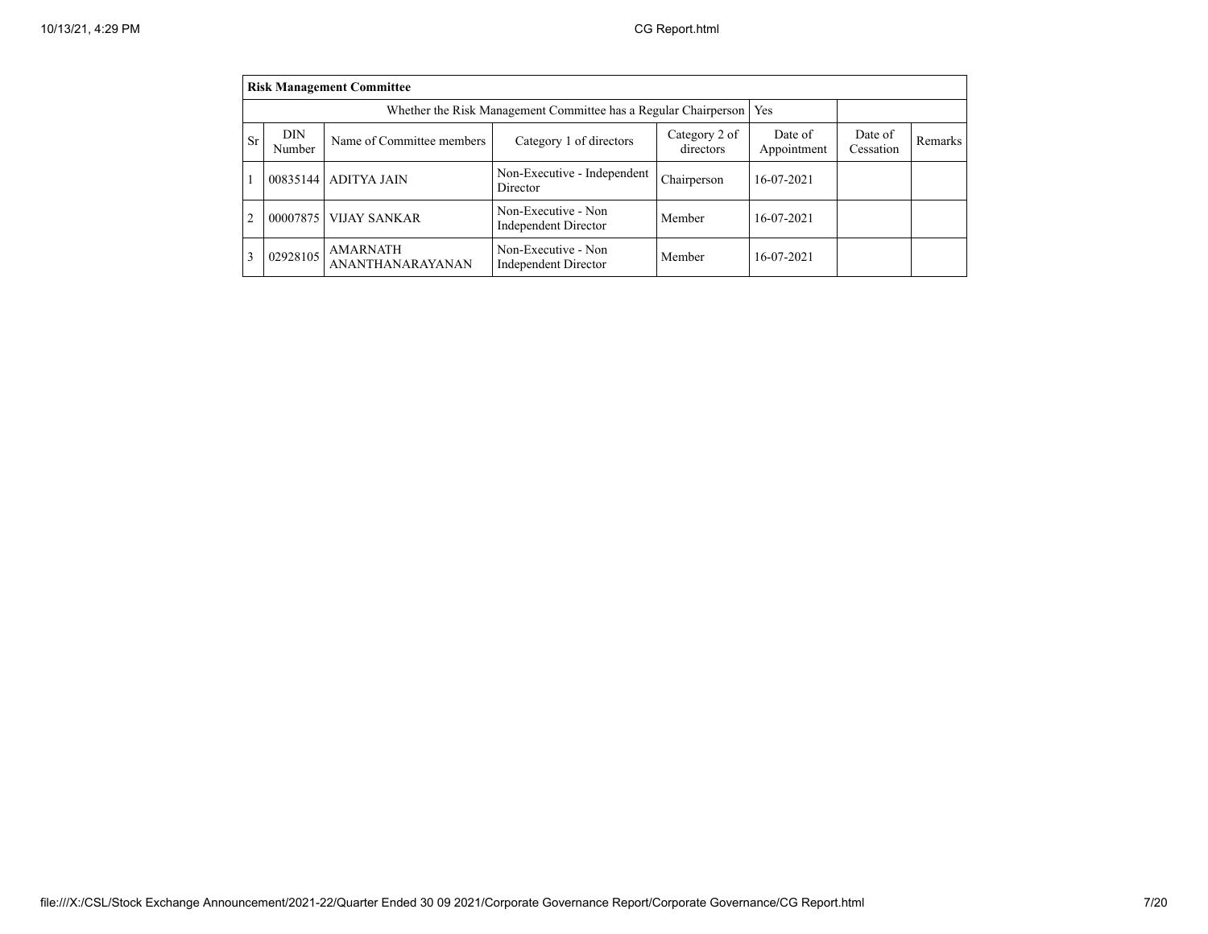| Risk Management Committee | | | | | | | |
|---|---|---|---|---|---|---|---|
| Whether the Risk Management Committee has a Regular Chairperson | | | | | Yes | | |
| Sr | DIN Number | Name of Committee members | Category 1 of directors | Category 2 of directors | Date of Appointment | Date of Cessation | Remarks |
| 1 | 00835144 | ADITYA JAIN | Non-Executive - Independent Director | Chairperson | 16-07-2021 | | |
| 2 | 00007875 | VIJAY SANKAR | Non-Executive - Non Independent Director | Member | 16-07-2021 | | |
| 3 | 02928105 | AMARNATH ANANTHANARAYANAN | Non-Executive - Non Independent Director | Member | 16-07-2021 | | |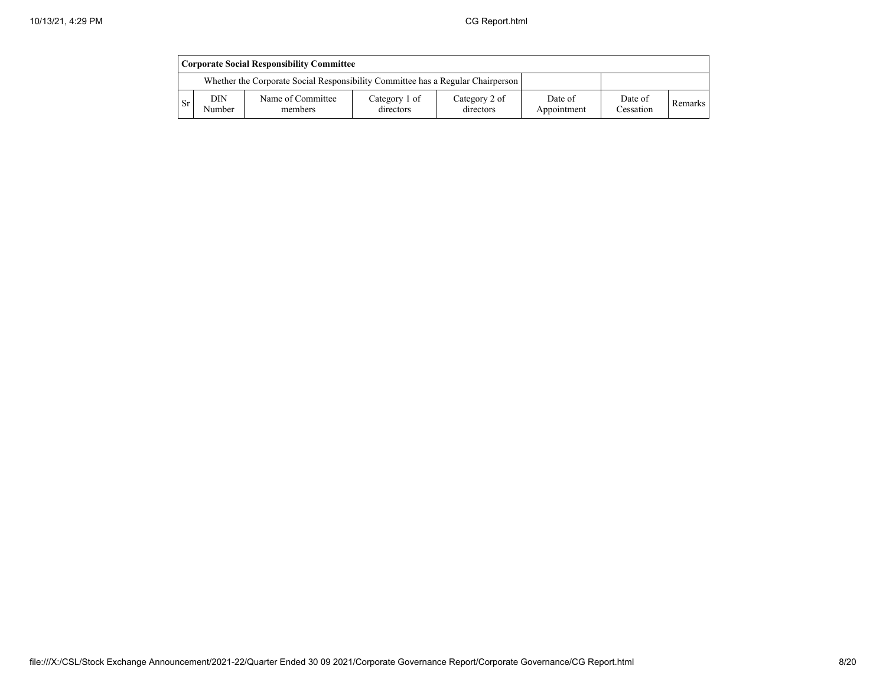| Corporate Social Responsibility Committee | | | | | | | |
|---|---|---|---|---|---|---|---|
| | Whether the Corporate Social Responsibility Committee has a Regular Chairperson | | | | | | |
| Sr | DIN Number | Name of Committee members | Category 1 of directors | Category 2 of directors | Date of Appointment | Date of Cessation | Remarks |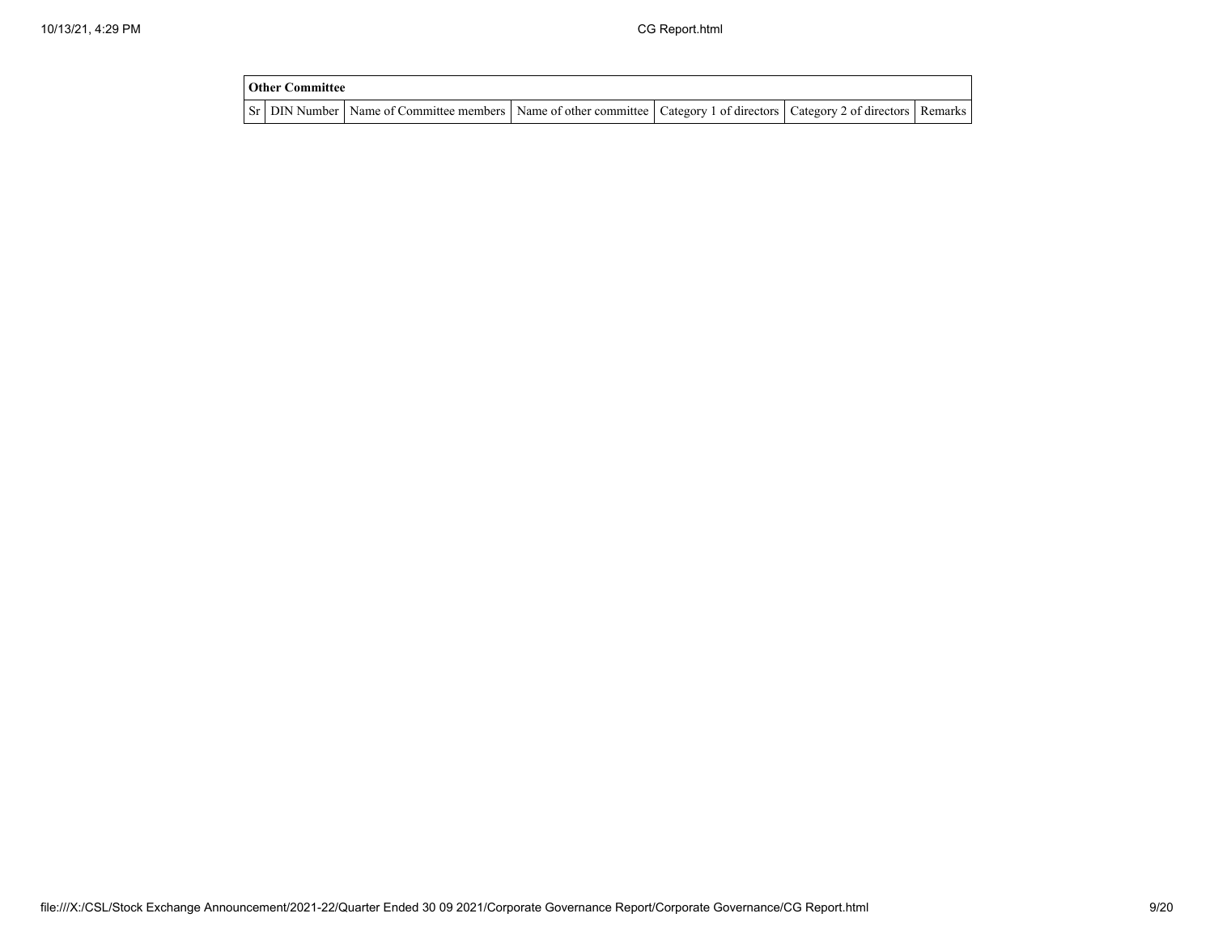| Other Committee | | | | | | |
|---|---|---|---|---|---|---|
| Sr | DIN Number | Name of Committee members | Name of other committee | Category 1 of directors | Category 2 of directors | Remarks |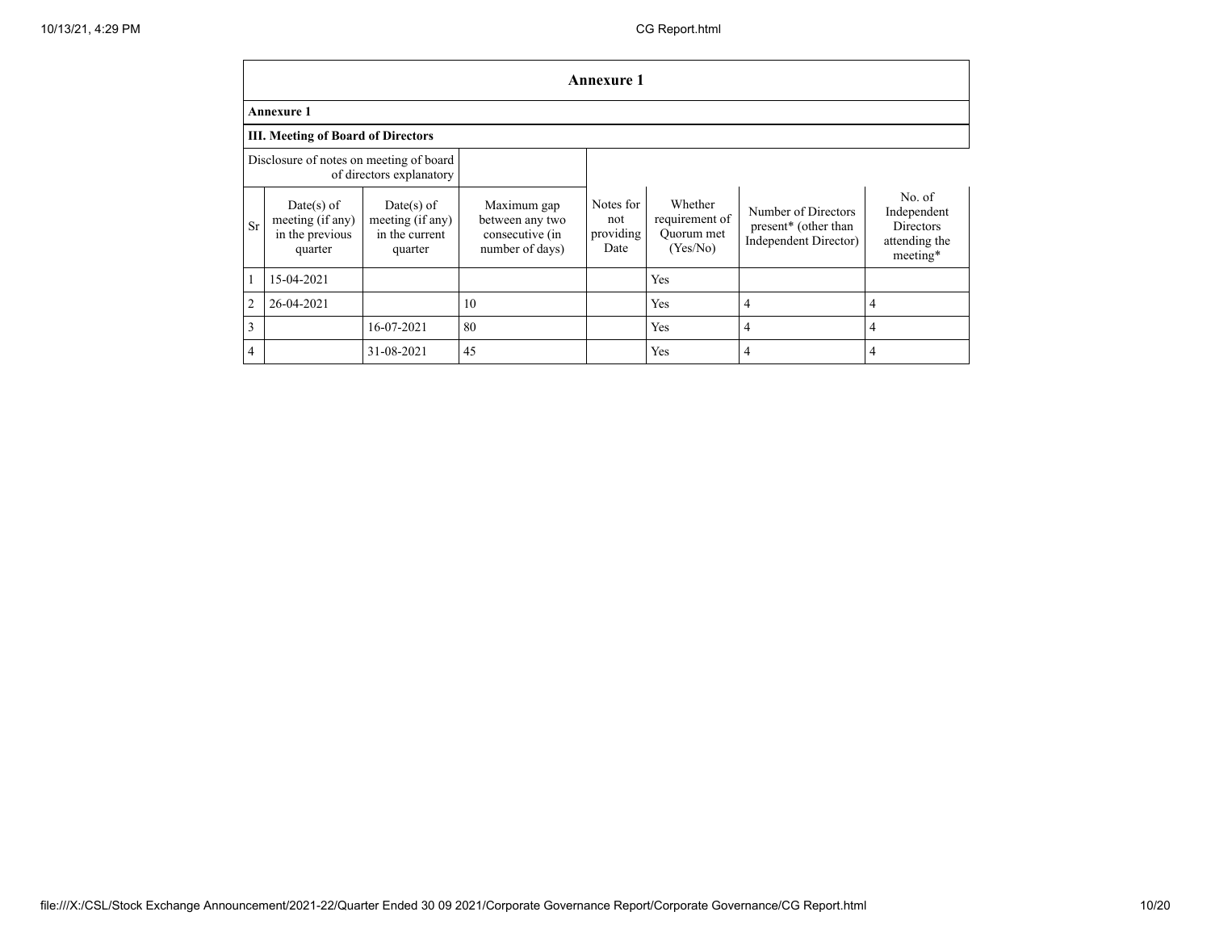## Annexure 1

**Annexure 1**

**III. Meeting of Board of Directors**

| Disclosure of notes on meeting of board of directors explanatory | | | | | | | |
|---|---|---|---|---|---|---|---|
| Sr | Date(s) of meeting (if any) in the previous quarter | Date(s) of meeting (if any) in the current quarter | Maximum gap between any two consecutive (in number of days) | Notes for not providing Date | Whether requirement of Quorum met (Yes/No) | Number of Directors present* (other than Independent Director) | No. of Independent Directors attending the meeting* |
| 1 | 15-04-2021 | | | | Yes | | |
| 2 | 26-04-2021 | | 10 | | Yes | 4 | 4 |
| 3 | | 16-07-2021 | 80 | | Yes | 4 | 4 |
| 4 | | 31-08-2021 | 45 | | Yes | 4 | 4 |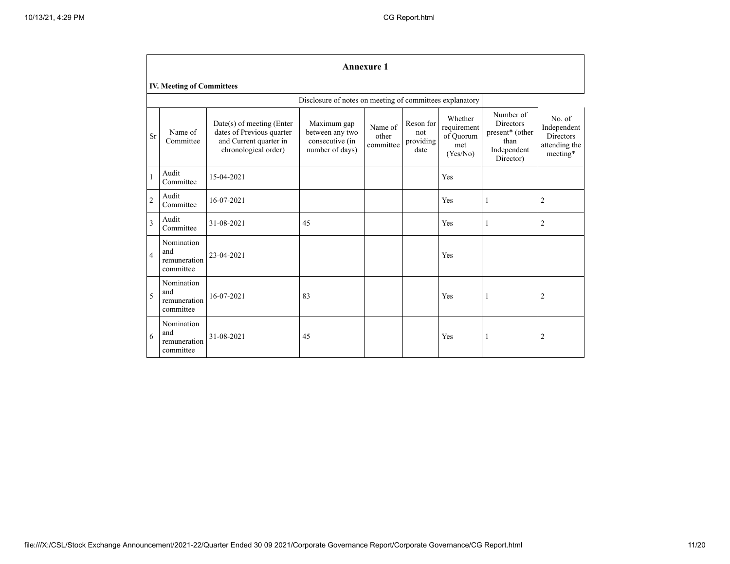## Annexure 1

### IV. Meeting of Committees

Disclosure of notes on meeting of committees explanatory

| Sr | Name of Committee | Date(s) of meeting (Enter dates of Previous quarter and Current quarter in chronological order) | Maximum gap between any two consecutive (in number of days) | Name of other committee | Reson for not providing date | Whether requirement of Quorum met (Yes/No) | Number of Directors present* (other than Independent Director) | No. of Independent Directors attending the meeting* |
|---|---|---|---|---|---|---|---|---|
| 1 | Audit Committee | 15-04-2021 | | | | Yes | | |
| 2 | Audit Committee | 16-07-2021 | | | | Yes | 1 | 2 |
| 3 | Audit Committee | 31-08-2021 | 45 | | | Yes | 1 | 2 |
| 4 | Nomination and remuneration committee | 23-04-2021 | | | | Yes | | |
| 5 | Nomination and remuneration committee | 16-07-2021 | 83 | | | Yes | 1 | 2 |
| 6 | Nomination and remuneration committee | 31-08-2021 | 45 | | | Yes | 1 | 2 |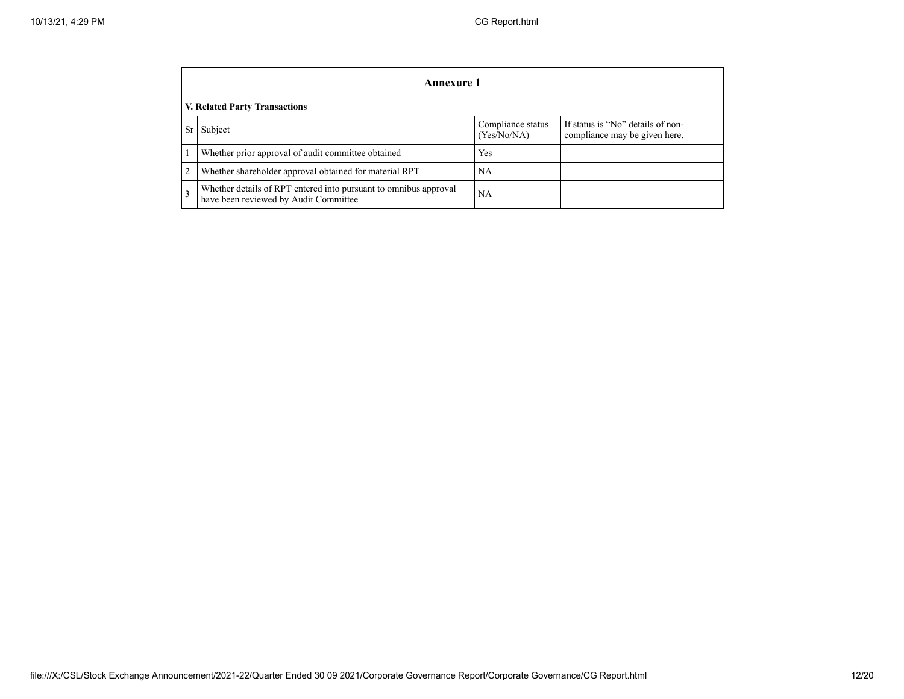## Annexure 1

### V. Related Party Transactions

| Sr | Subject | Compliance status (Yes/No/NA) | If status is “No” details of non-compliance may be given here. |
|---|---|---|---|
| 1 | Whether prior approval of audit committee obtained | Yes | |
| 2 | Whether shareholder approval obtained for material RPT | NA | |
| 3 | Whether details of RPT entered into pursuant to omnibus approval have been reviewed by Audit Committee | NA | |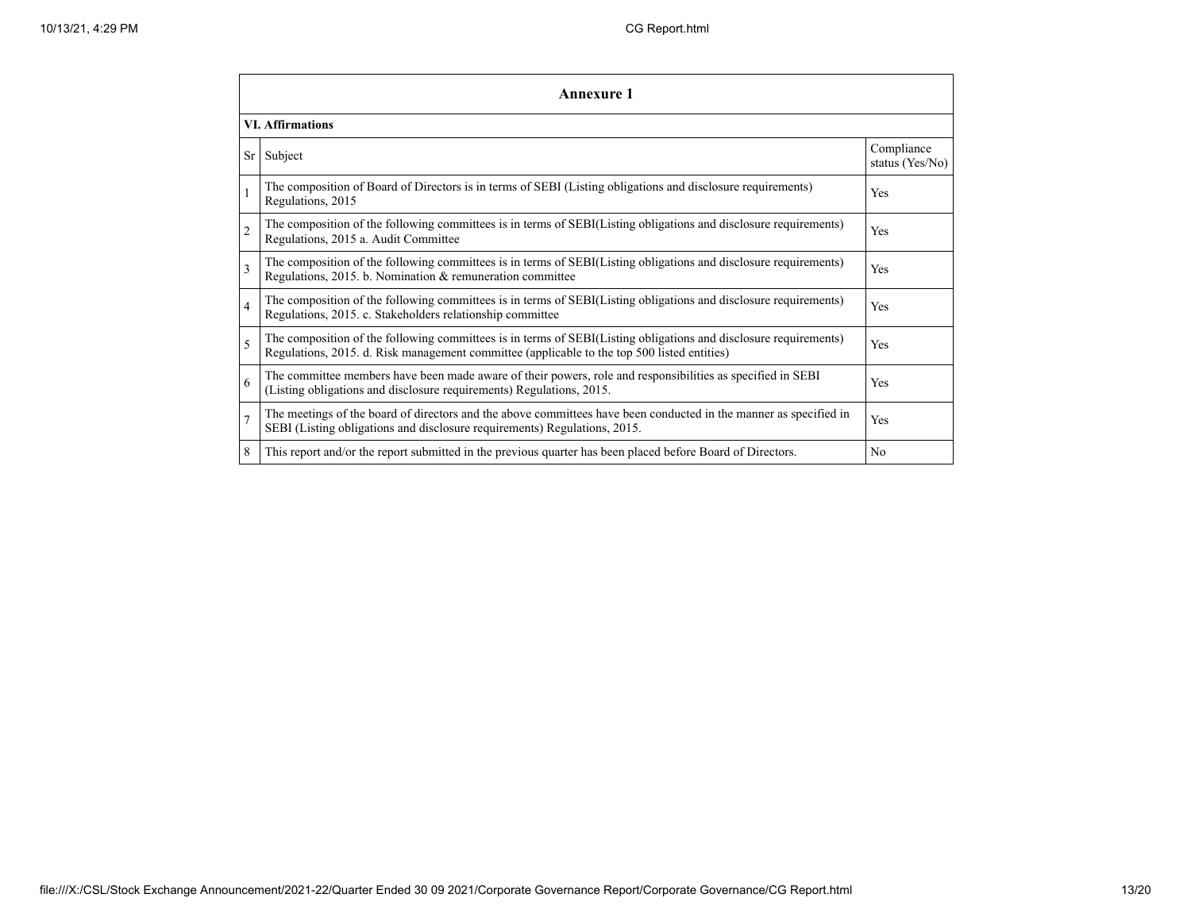## Annexure 1

### VI. Affirmations

| Sr | Subject | Compliance status (Yes/No) |
|---|---|---|
| 1 | The composition of Board of Directors is in terms of SEBI (Listing obligations and disclosure requirements) Regulations, 2015 | Yes |
| 2 | The composition of the following committees is in terms of SEBI(Listing obligations and disclosure requirements) Regulations, 2015 a. Audit Committee | Yes |
| 3 | The composition of the following committees is in terms of SEBI(Listing obligations and disclosure requirements) Regulations, 2015. b. Nomination & remuneration committee | Yes |
| 4 | The composition of the following committees is in terms of SEBI(Listing obligations and disclosure requirements) Regulations, 2015. c. Stakeholders relationship committee | Yes |
| 5 | The composition of the following committees is in terms of SEBI(Listing obligations and disclosure requirements) Regulations, 2015. d. Risk management committee (applicable to the top 500 listed entities) | Yes |
| 6 | The committee members have been made aware of their powers, role and responsibilities as specified in SEBI (Listing obligations and disclosure requirements) Regulations, 2015. | Yes |
| 7 | The meetings of the board of directors and the above committees have been conducted in the manner as specified in SEBI (Listing obligations and disclosure requirements) Regulations, 2015. | Yes |
| 8 | This report and/or the report submitted in the previous quarter has been placed before Board of Directors. | No |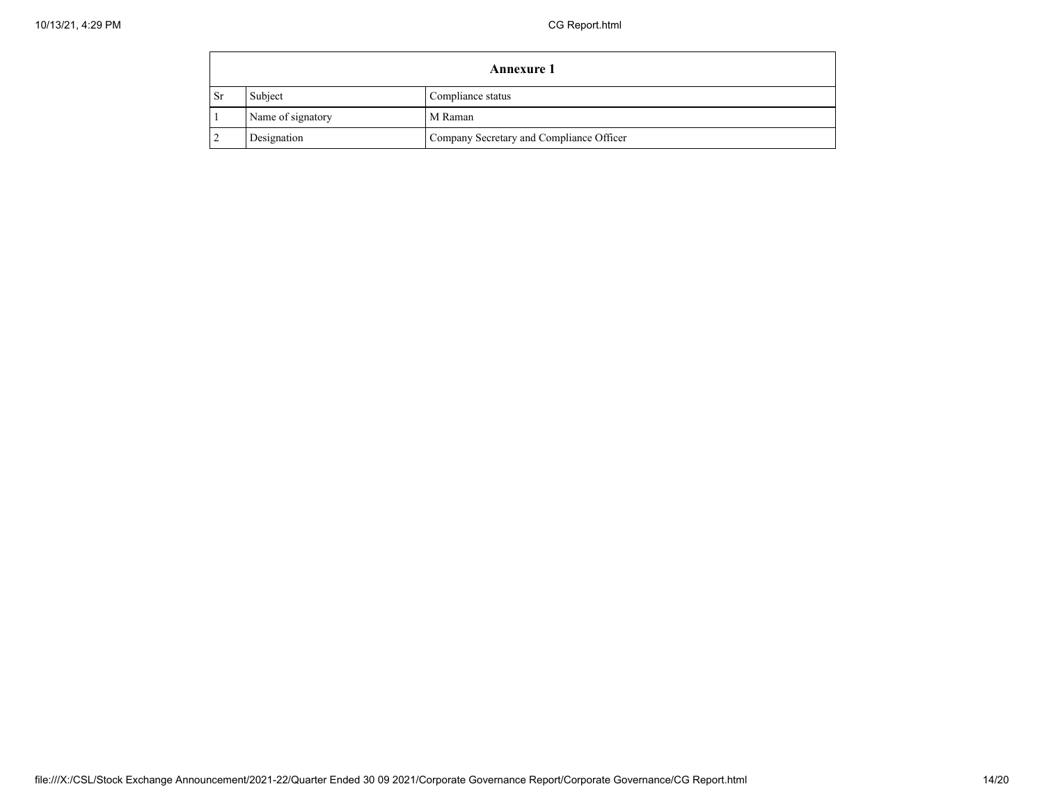| Annexure 1 | | |
|---|---|---|
| Sr | Subject | Compliance status |
| 1 | Name of signatory | M Raman |
| 2 | Designation | Company Secretary and Compliance Officer |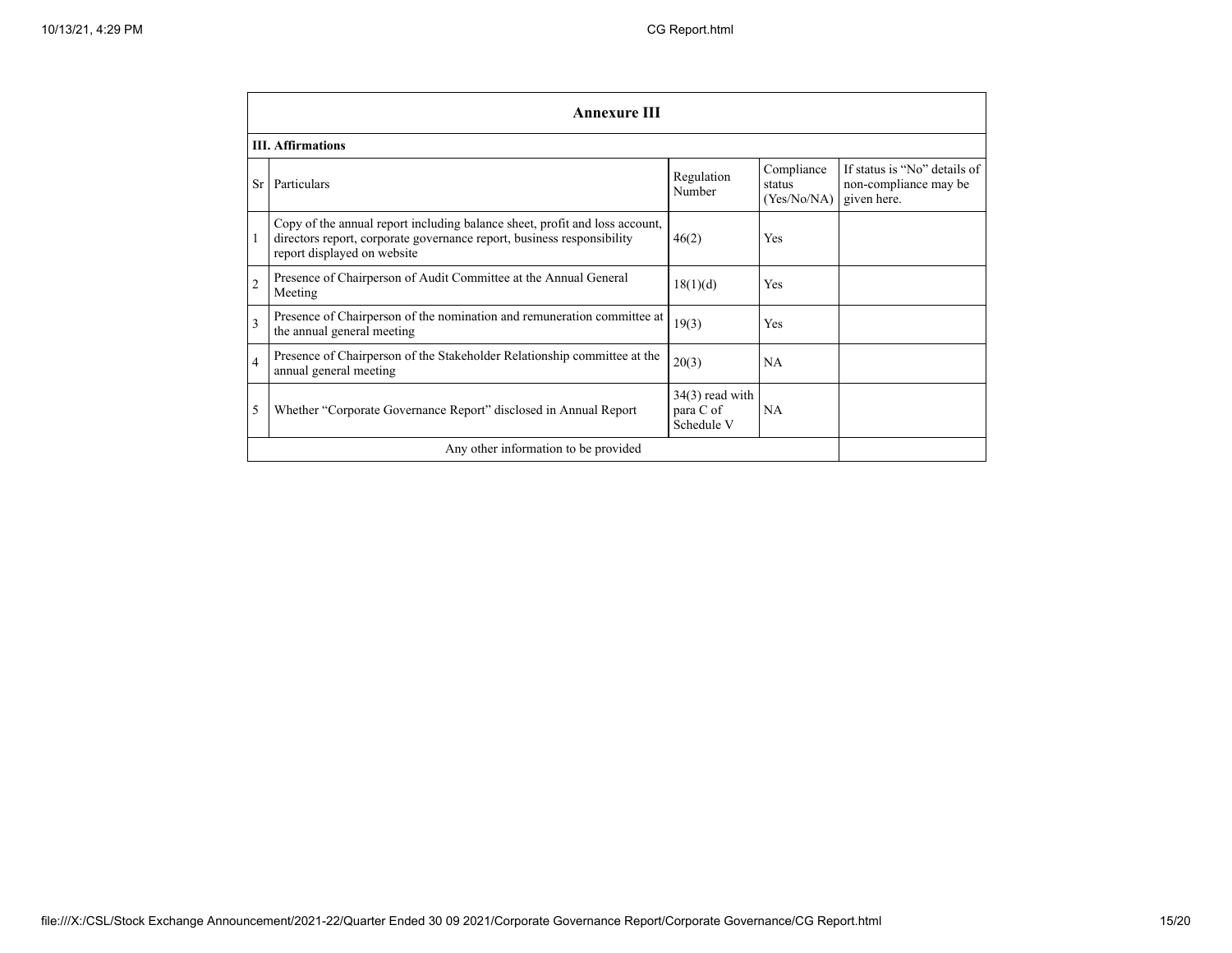## Annexure III

### III. Affirmations

| Sr | Particulars | Regulation Number | Compliance status (Yes/No/NA) | If status is "No" details of non-compliance may be given here. |
|---|---|---|---|---|
| 1 | Copy of the annual report including balance sheet, profit and loss account, directors report, corporate governance report, business responsibility report displayed on website | 46(2) | Yes | |
| 2 | Presence of Chairperson of Audit Committee at the Annual General Meeting | 18(1)(d) | Yes | |
| 3 | Presence of Chairperson of the nomination and remuneration committee at the annual general meeting | 19(3) | Yes | |
| 4 | Presence of Chairperson of the Stakeholder Relationship committee at the annual general meeting | 20(3) | NA | |
| 5 | Whether "Corporate Governance Report" disclosed in Annual Report | 34(3) read with para C of Schedule V | NA | |
| | Any other information to be provided | | | |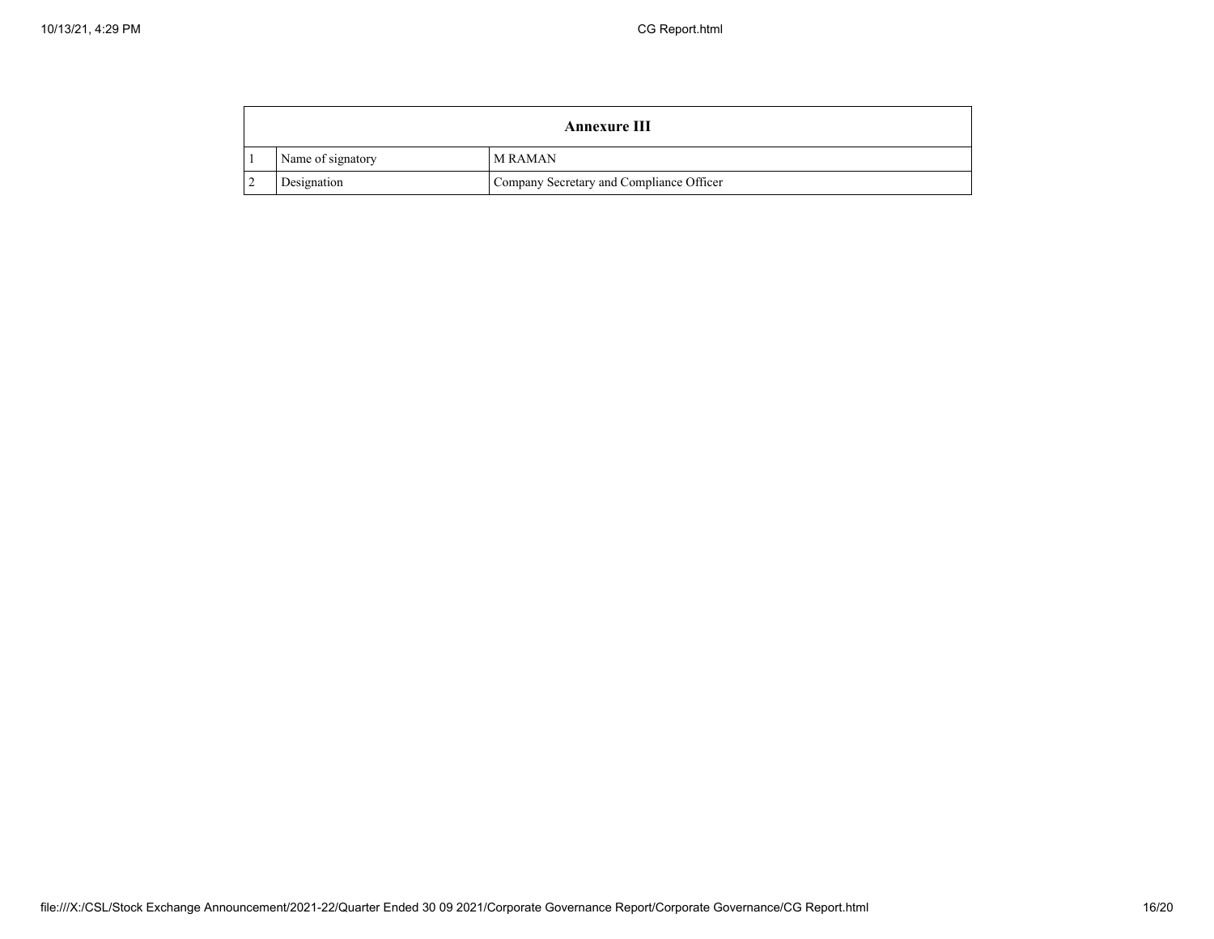| Annexure III | | |
|---|---|---|
| 1 | Name of signatory | M RAMAN |
| 2 | Designation | Company Secretary and Compliance Officer |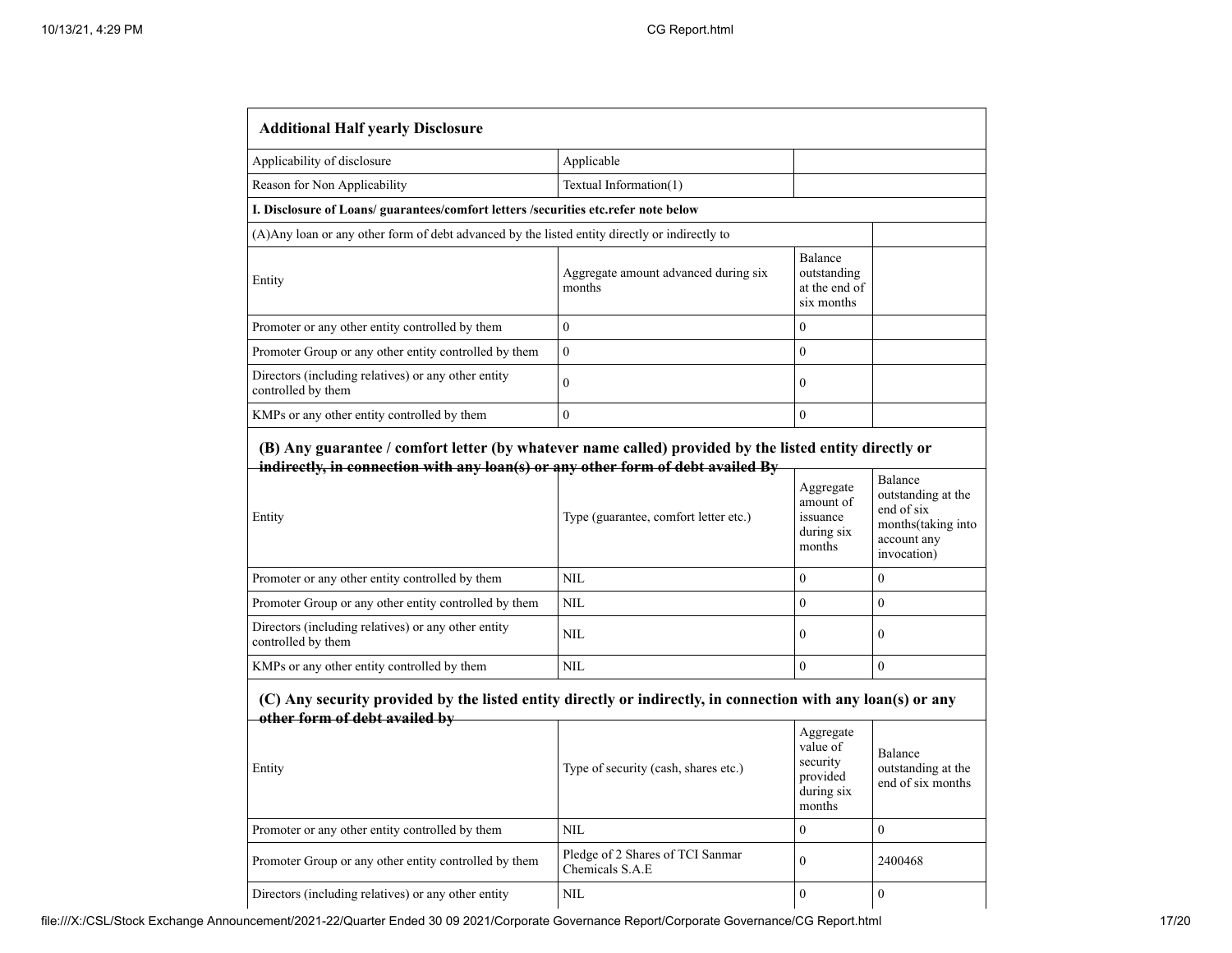## Additional Half yearly Disclosure

| | | | |
|---|---|---|---|
| Applicability of disclosure | Applicable | | |
| Reason for Non Applicability | Textual Information(1) | | |
| **I. Disclosure of Loans/ guarantees/comfort letters /securities etc.refer note below** | | | |
| (A)Any loan or any other form of debt advanced by the listed entity directly or indirectly to | | | |
| Entity | Aggregate amount advanced during six months | Balance outstanding at the end of six months | |
| Promoter or any other entity controlled by them | 0 | 0 | |
| Promoter Group or any other entity controlled by them | 0 | 0 | |
| Directors (including relatives) or any other entity controlled by them | 0 | 0 | |
| KMPs or any other entity controlled by them | 0 | 0 | |

### (B) Any guarantee / comfort letter (by whatever name called) provided by the listed entity directly or indirectly, in connection with any loan(s) or any other form of debt availed By

| Entity | Type (guarantee, comfort letter etc.) | Aggregate amount of issuance during six months | Balance outstanding at the end of six months(taking into account any invocation) |
|---|---|---|---|
| Promoter or any other entity controlled by them | NIL | 0 | 0 |
| Promoter Group or any other entity controlled by them | NIL | 0 | 0 |
| Directors (including relatives) or any other entity controlled by them | NIL | 0 | 0 |
| KMPs or any other entity controlled by them | NIL | 0 | 0 |

### (C) Any security provided by the listed entity directly or indirectly, in connection with any loan(s) or any other form of debt availed by

| Entity | Type of security (cash, shares etc.) | Aggregate value of security provided during six months | Balance outstanding at the end of six months |
|---|---|---|---|
| Promoter or any other entity controlled by them | NIL | 0 | 0 |
| Promoter Group or any other entity controlled by them | Pledge of 2 Shares of TCI Sanmar Chemicals S.A.E | 0 | 2400468 |
| Directors (including relatives) or any other entity | NIL | 0 | 0 |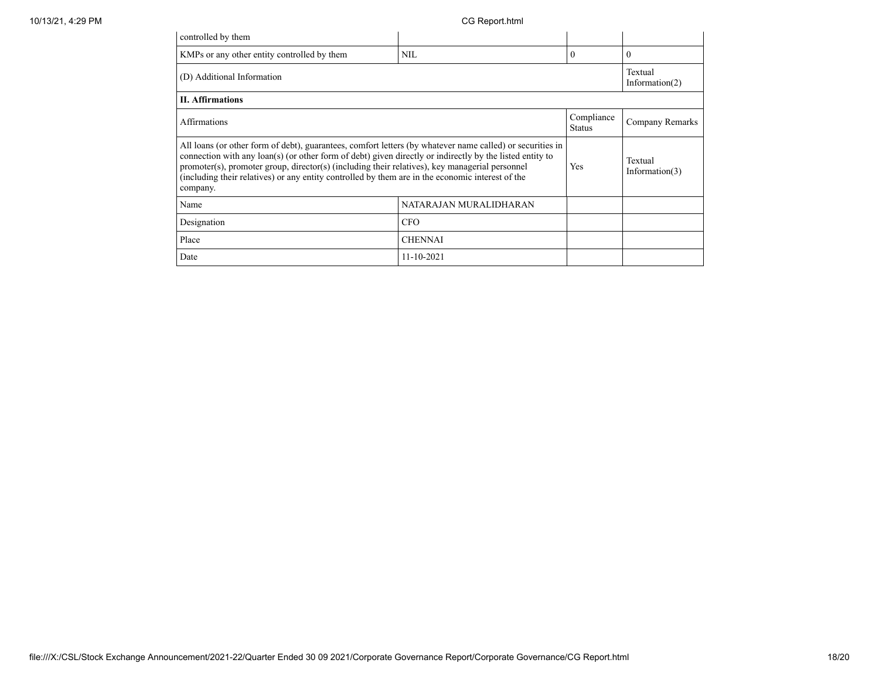| controlled by them | | | |
| --- | --- | --- | --- |
| KMPs or any other entity controlled by them | NIL | 0 | 0 |
| (D) Additional Information | | | Textual Information(2) |

| **II. Affirmations** | | | |
| --- | --- | --- | --- |
| Affirmations | | Compliance Status | Company Remarks |
| All loans (or other form of debt), guarantees, comfort letters (by whatever name called) or securities in connection with any loan(s) (or other form of debt) given directly or indirectly by the listed entity to promoter(s), promoter group, director(s) (including their relatives), key managerial personnel (including their relatives) or any entity controlled by them are in the economic interest of the company. | | Yes | Textual Information(3) |
| Name | NATARAJAN MURALIDHARAN | | |
| Designation | CFO | | |
| Place | CHENNAI | | |
| Date | 11-10-2021 | | |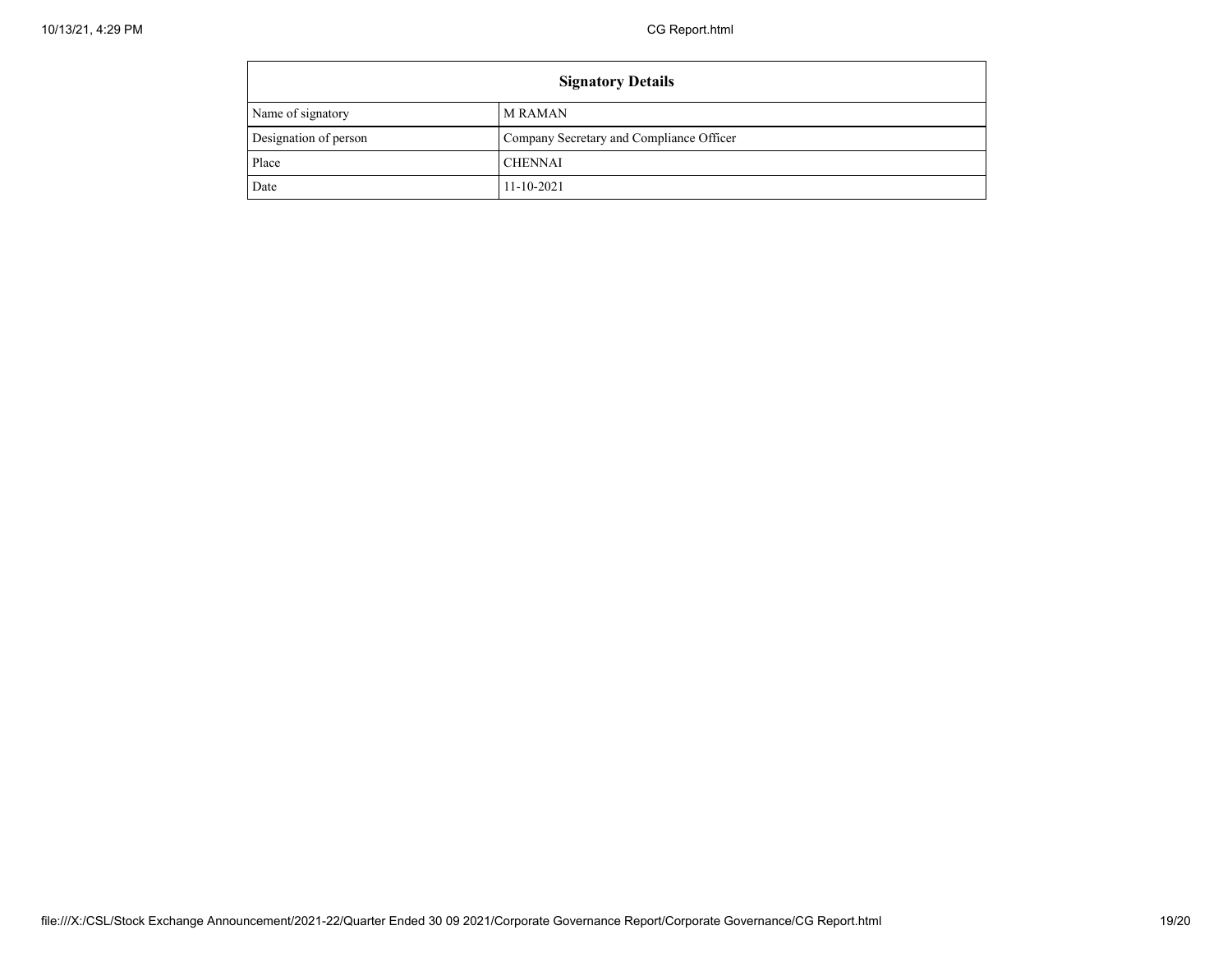| Signatory Details | |
|---|---|
| Name of signatory | M RAMAN |
| Designation of person | Company Secretary and Compliance Officer |
| Place | CHENNAI |
| Date | 11-10-2021 |